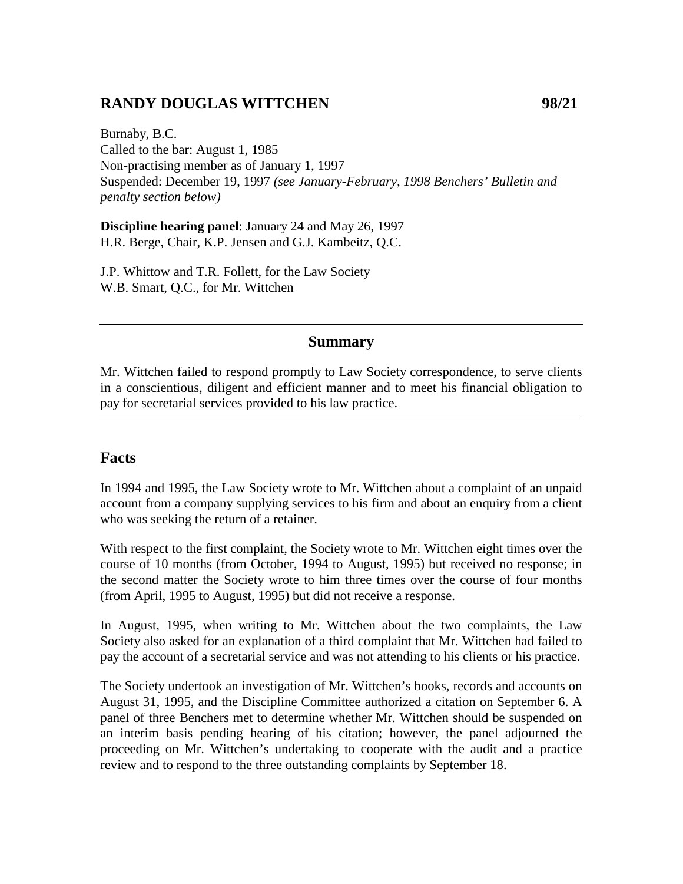# RANDY DOUGLAS WITTCHEN 98/21

Burnaby, B.C.
Called to the bar: August 1, 1985
Non-practising member as of January 1, 1997
Suspended: December 19, 1997 *(see January-February, 1998 Benchers' Bulletin and penalty section below)*

**Discipline hearing panel**: January 24 and May 26, 1997
H.R. Berge, Chair, K.P. Jensen and G.J. Kambeitz, Q.C.

J.P. Whittow and T.R. Follett, for the Law Society
W.B. Smart, Q.C., for Mr. Wittchen

---

## Summary

Mr. Wittchen failed to respond promptly to Law Society correspondence, to serve clients in a conscientious, diligent and efficient manner and to meet his financial obligation to pay for secretarial services provided to his law practice.

---

## Facts

In 1994 and 1995, the Law Society wrote to Mr. Wittchen about a complaint of an unpaid account from a company supplying services to his firm and about an enquiry from a client who was seeking the return of a retainer.

With respect to the first complaint, the Society wrote to Mr. Wittchen eight times over the course of 10 months (from October, 1994 to August, 1995) but received no response; in the second matter the Society wrote to him three times over the course of four months (from April, 1995 to August, 1995) but did not receive a response.

In August, 1995, when writing to Mr. Wittchen about the two complaints, the Law Society also asked for an explanation of a third complaint that Mr. Wittchen had failed to pay the account of a secretarial service and was not attending to his clients or his practice.

The Society undertook an investigation of Mr. Wittchen's books, records and accounts on August 31, 1995, and the Discipline Committee authorized a citation on September 6. A panel of three Benchers met to determine whether Mr. Wittchen should be suspended on an interim basis pending hearing of his citation; however, the panel adjourned the proceeding on Mr. Wittchen's undertaking to cooperate with the audit and a practice review and to respond to the three outstanding complaints by September 18.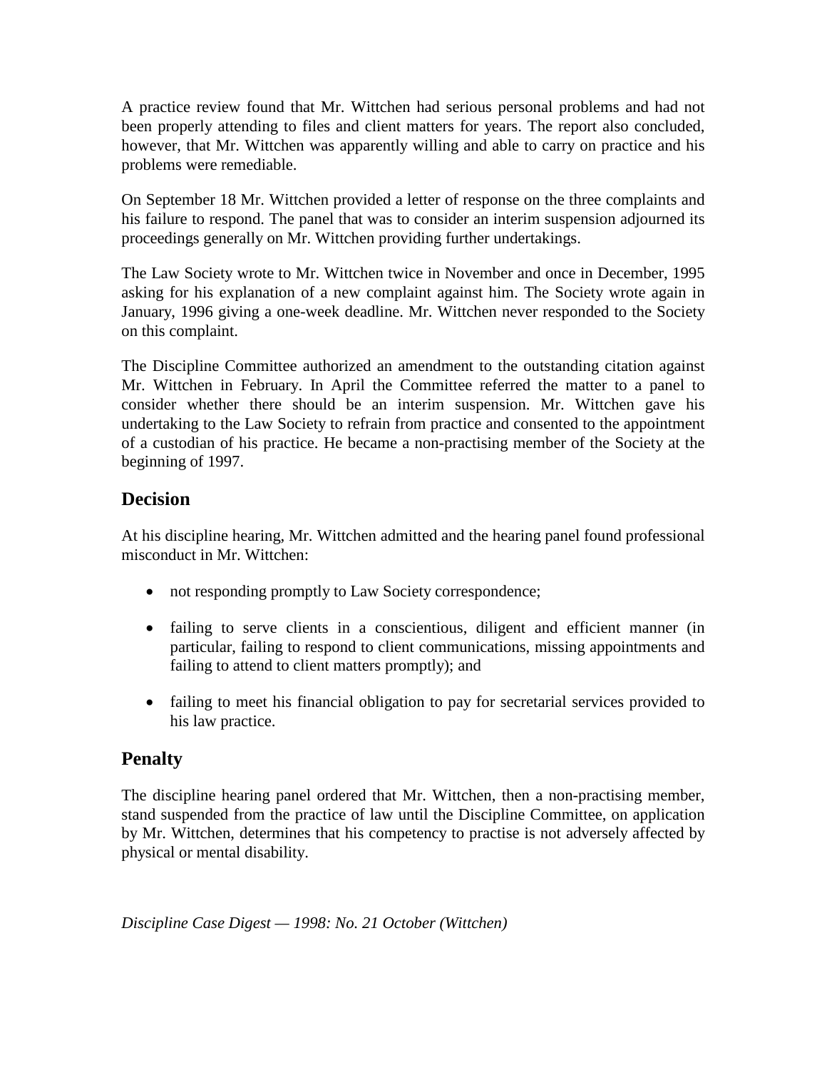A practice review found that Mr. Wittchen had serious personal problems and had not been properly attending to files and client matters for years. The report also concluded, however, that Mr. Wittchen was apparently willing and able to carry on practice and his problems were remediable.

On September 18 Mr. Wittchen provided a letter of response on the three complaints and his failure to respond. The panel that was to consider an interim suspension adjourned its proceedings generally on Mr. Wittchen providing further undertakings.

The Law Society wrote to Mr. Wittchen twice in November and once in December, 1995 asking for his explanation of a new complaint against him. The Society wrote again in January, 1996 giving a one-week deadline. Mr. Wittchen never responded to the Society on this complaint.

The Discipline Committee authorized an amendment to the outstanding citation against Mr. Wittchen in February. In April the Committee referred the matter to a panel to consider whether there should be an interim suspension. Mr. Wittchen gave his undertaking to the Law Society to refrain from practice and consented to the appointment of a custodian of his practice. He became a non-practising member of the Society at the beginning of 1997.

## Decision

At his discipline hearing, Mr. Wittchen admitted and the hearing panel found professional misconduct in Mr. Wittchen:

- not responding promptly to Law Society correspondence;
- failing to serve clients in a conscientious, diligent and efficient manner (in particular, failing to respond to client communications, missing appointments and failing to attend to client matters promptly); and
- failing to meet his financial obligation to pay for secretarial services provided to his law practice.

## Penalty

The discipline hearing panel ordered that Mr. Wittchen, then a non-practising member, stand suspended from the practice of law until the Discipline Committee, on application by Mr. Wittchen, determines that his competency to practise is not adversely affected by physical or mental disability.

*Discipline Case Digest — 1998: No. 21 October (Wittchen)*